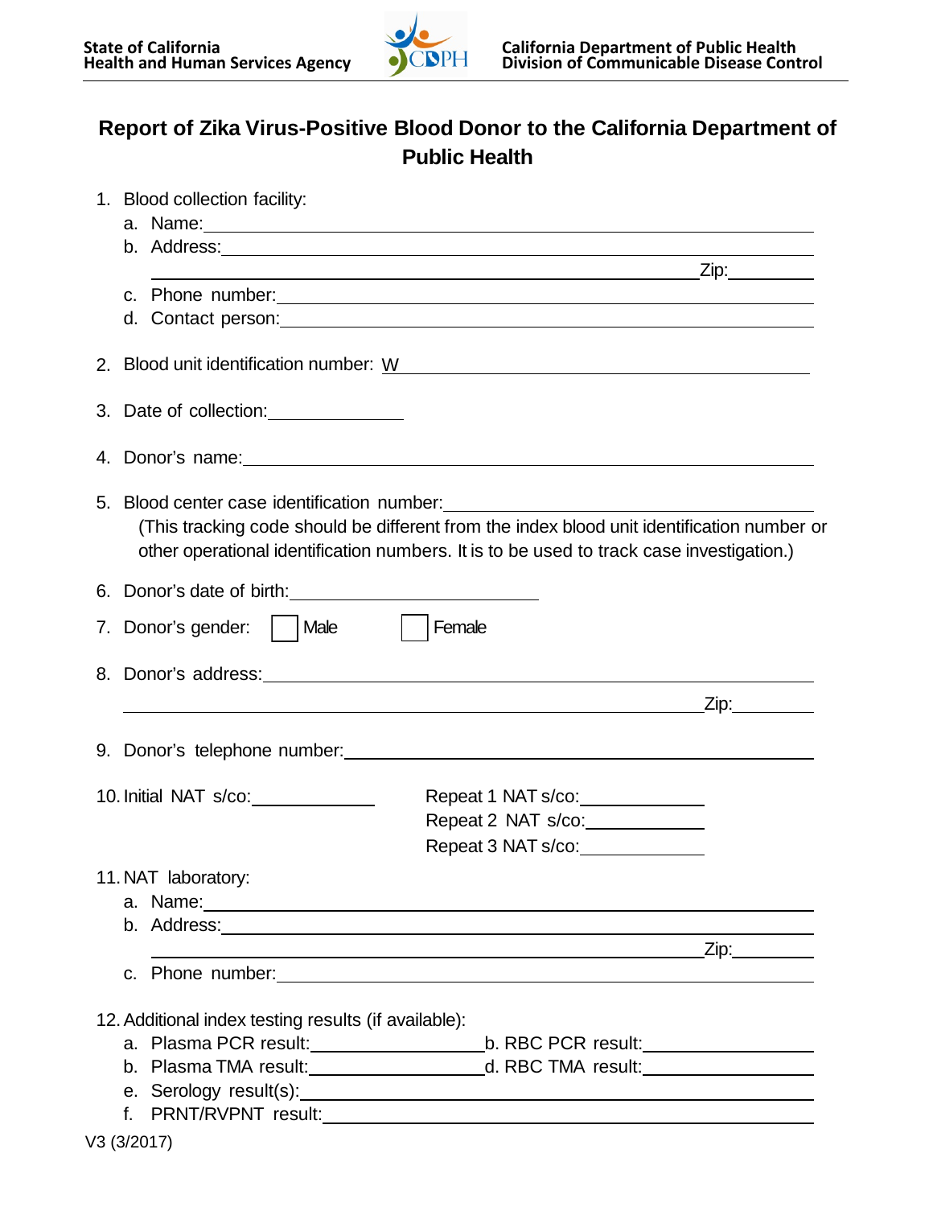State of California
Health and Human Services Agency

California Department of Public Health
Division of Communicable Disease Control

# Report of Zika Virus-Positive Blood Donor to the California Department of Public Health

1. Blood collection facility:
   a. Name: \_\_\_\_\_\_\_\_\_\_\_\_\_\_\_\_\_\_\_\_\_\_\_\_\_\_\_\_\_\_
   b. Address: \_\_\_\_\_\_\_\_\_\_\_\_\_\_\_\_\_\_\_\_\_\_\_\_\_\_\_\_\_\_
   \_\_\_\_\_\_\_\_\_\_\_\_\_\_\_\_\_\_\_\_\_\_\_\_\_\_\_\_\_\_ Zip: \_\_\_\_\_\_\_\_\_\_
   c. Phone number: \_\_\_\_\_\_\_\_\_\_\_\_\_\_\_\_\_\_\_\_\_\_\_\_\_\_\_\_\_\_
   d. Contact person: \_\_\_\_\_\_\_\_\_\_\_\_\_\_\_\_\_\_\_\_\_\_\_\_\_\_\_\_\_\_

2. Blood unit identification number: W \_\_\_\_\_\_\_\_\_\_\_\_\_\_\_\_\_\_\_\_\_\_\_\_\_\_\_\_\_\_

3. Date of collection: \_\_\_\_\_\_\_\_\_\_\_\_\_\_

4. Donor's name: \_\_\_\_\_\_\_\_\_\_\_\_\_\_\_\_\_\_\_\_\_\_\_\_\_\_\_\_\_\_

5. Blood center case identification number: \_\_\_\_\_\_\_\_\_\_\_\_\_\_\_\_\_\_\_\_\_\_\_\_\_\_\_\_\_\_
   (This tracking code should be different from the index blood unit identification number or other operational identification numbers. It is to be used to track case investigation.)

6. Donor's date of birth: \_\_\_\_\_\_\_\_\_\_\_\_\_\_\_\_\_\_\_\_

7. Donor's gender: ☐ Male ☐ Female

8. Donor's address: \_\_\_\_\_\_\_\_\_\_\_\_\_\_\_\_\_\_\_\_\_\_\_\_\_\_\_\_\_\_
   \_\_\_\_\_\_\_\_\_\_\_\_\_\_\_\_\_\_\_\_\_\_\_\_\_\_\_\_\_\_ Zip: \_\_\_\_\_\_\_\_\_\_

9. Donor's telephone number: \_\_\_\_\_\_\_\_\_\_\_\_\_\_\_\_\_\_\_\_\_\_\_\_\_\_\_\_\_\_

10. Initial NAT s/co: \_\_\_\_\_\_\_\_\_\_\_\_\_\_
    Repeat 1 NAT s/co: \_\_\_\_\_\_\_\_\_\_\_\_\_\_
    Repeat 2 NAT s/co: \_\_\_\_\_\_\_\_\_\_\_\_\_\_
    Repeat 3 NAT s/co: \_\_\_\_\_\_\_\_\_\_\_\_\_\_

11. NAT laboratory:
    a. Name: \_\_\_\_\_\_\_\_\_\_\_\_\_\_\_\_\_\_\_\_\_\_\_\_\_\_\_\_\_\_
    b. Address: \_\_\_\_\_\_\_\_\_\_\_\_\_\_\_\_\_\_\_\_\_\_\_\_\_\_\_\_\_\_
    \_\_\_\_\_\_\_\_\_\_\_\_\_\_\_\_\_\_\_\_\_\_\_\_\_\_\_\_\_\_ Zip: \_\_\_\_\_\_\_\_\_\_
    c. Phone number: \_\_\_\_\_\_\_\_\_\_\_\_\_\_\_\_\_\_\_\_\_\_\_\_\_\_\_\_\_\_

12. Additional index testing results (if available):
    a. Plasma PCR result: \_\_\_\_\_\_\_\_\_\_\_\_\_\_\_\_\_\_ b. RBC PCR result: \_\_\_\_\_\_\_\_\_\_\_\_\_\_\_\_\_\_
    b. Plasma TMA result: \_\_\_\_\_\_\_\_\_\_\_\_\_\_\_\_\_\_ d. RBC TMA result: \_\_\_\_\_\_\_\_\_\_\_\_\_\_\_\_\_\_
    e. Serology result(s): \_\_\_\_\_\_\_\_\_\_\_\_\_\_\_\_\_\_\_\_\_\_\_\_\_\_\_\_\_\_
    f. PRNT/RVPNT result: \_\_\_\_\_\_\_\_\_\_\_\_\_\_\_\_\_\_\_\_\_\_\_\_\_\_\_\_\_\_

V3 (3/2017)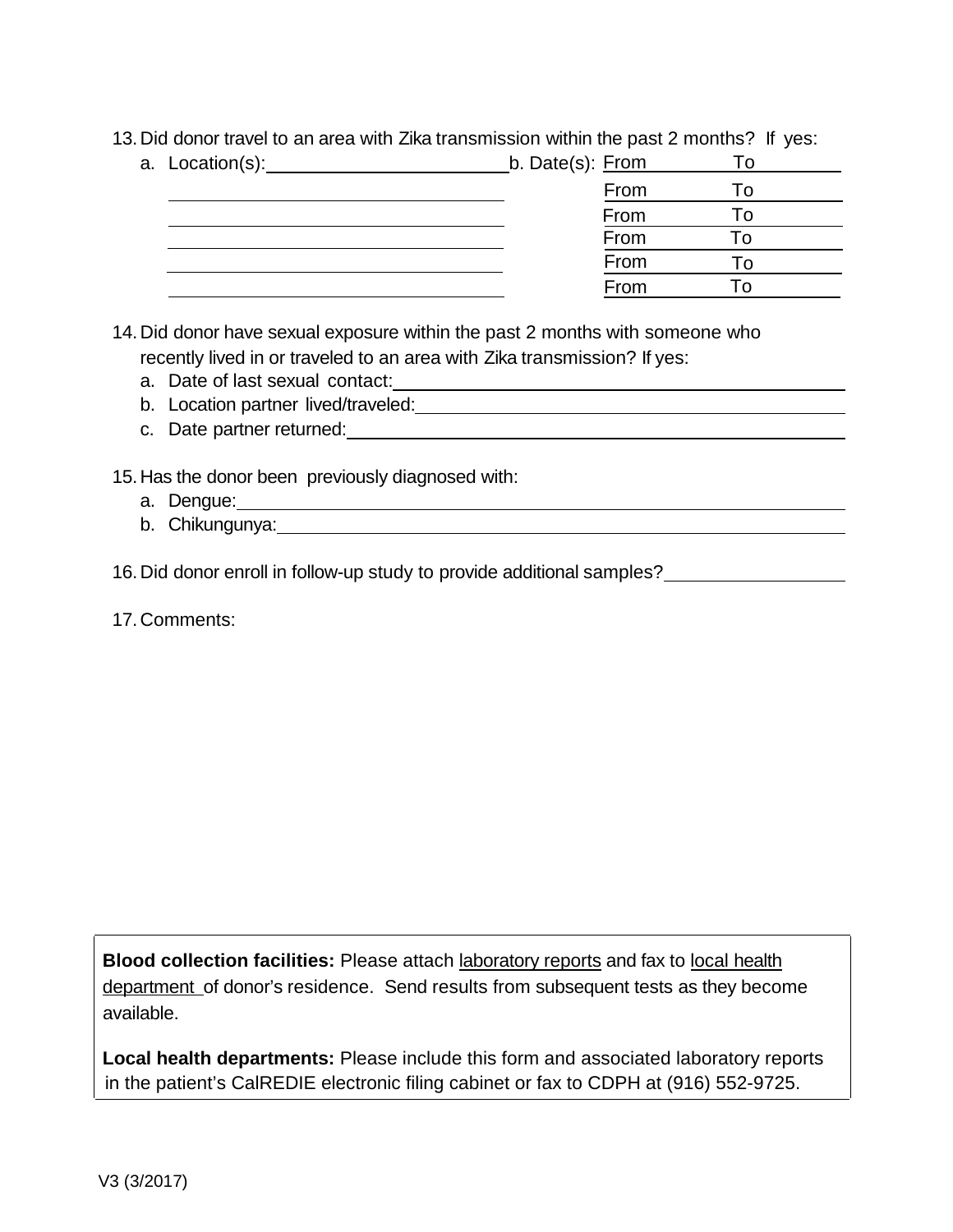13. Did donor travel to an area with Zika transmission within the past 2 months? If yes:
    a. Location(s): ________________________ b. Date(s): From ________ To ________

    ________________________ From ________ To ________

    ________________________ From ________ To ________

    ________________________ From ________ To ________

    ________________________ From ________ To ________

    ________________________ From ________ To ________

14. Did donor have sexual exposure within the past 2 months with someone who recently lived in or traveled to an area with Zika transmission? If yes:
    a. Date of last sexual contact: ________________________
    b. Location partner lived/traveled: ________________________
    c. Date partner returned: ________________________

15. Has the donor been previously diagnosed with:
    a. Dengue: ________________________
    b. Chikungunya: ________________________

16. Did donor enroll in follow-up study to provide additional samples? ________________

17. Comments:

**Blood collection facilities:** Please attach laboratory reports and fax to local health department of donor's residence. Send results from subsequent tests as they become available.

**Local health departments:** Please include this form and associated laboratory reports in the patient's CalREDIE electronic filing cabinet or fax to CDPH at (916) 552-9725.

V3 (3/2017)